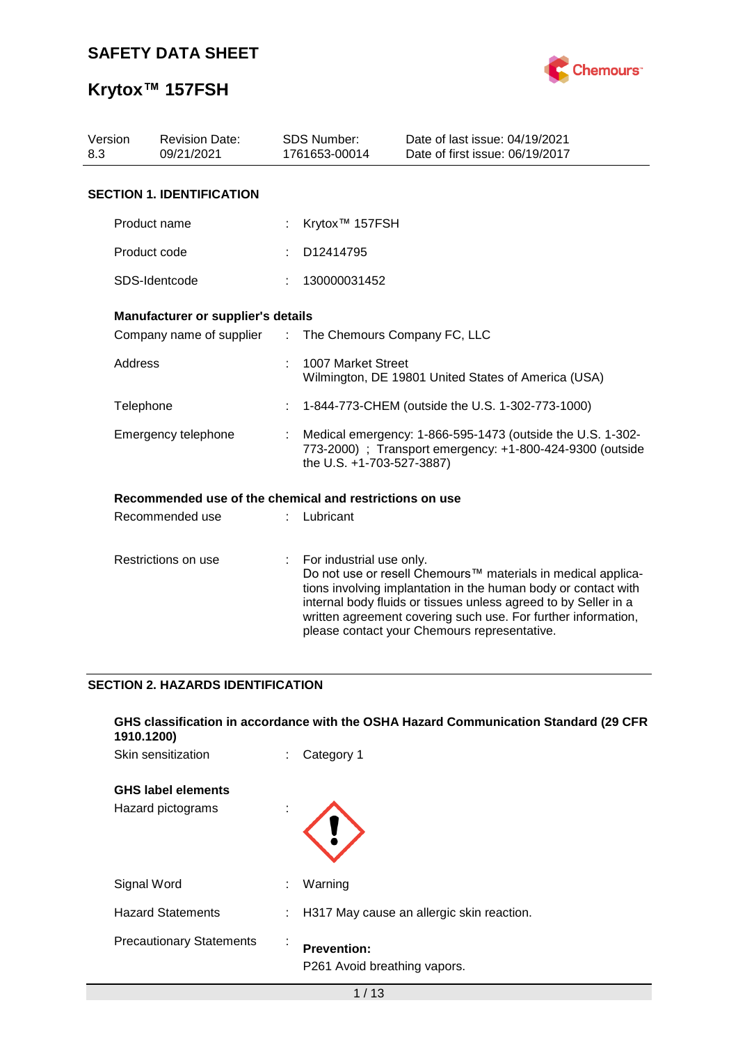# SAFETY DATA SHEET

# Krytox™ 157FSH

| Version | Revision Date: | SDS Number: | Date of last issue: 04/19/2021 |
|---|---|---|---|
| 8.3 | 09/21/2021 | 1761653-00014 | Date of first issue: 06/19/2017 |

## SECTION 1. IDENTIFICATION

Product name : Krytox™ 157FSH

Product code : D12414795

SDS-Identcode : 130000031452

**Manufacturer or supplier's details**

Company name of supplier : The Chemours Company FC, LLC

Address : 1007 Market Street
Wilmington, DE 19801 United States of America (USA)

Telephone : 1-844-773-CHEM (outside the U.S. 1-302-773-1000)

Emergency telephone : Medical emergency: 1-866-595-1473 (outside the U.S. 1-302-773-2000) ; Transport emergency: +1-800-424-9300 (outside the U.S. +1-703-527-3887)

**Recommended use of the chemical and restrictions on use**

Recommended use : Lubricant

Restrictions on use : For industrial use only.
Do not use or resell Chemours™ materials in medical applications involving implantation in the human body or contact with internal body fluids or tissues unless agreed to by Seller in a written agreement covering such use. For further information, please contact your Chemours representative.

## SECTION 2. HAZARDS IDENTIFICATION

**GHS classification in accordance with the OSHA Hazard Communication Standard (29 CFR 1910.1200)**

Skin sensitization : Category 1

**GHS label elements**

Hazard pictograms :

Signal Word : Warning

Hazard Statements : H317 May cause an allergic skin reaction.

Precautionary Statements : **Prevention:**
P261 Avoid breathing vapors.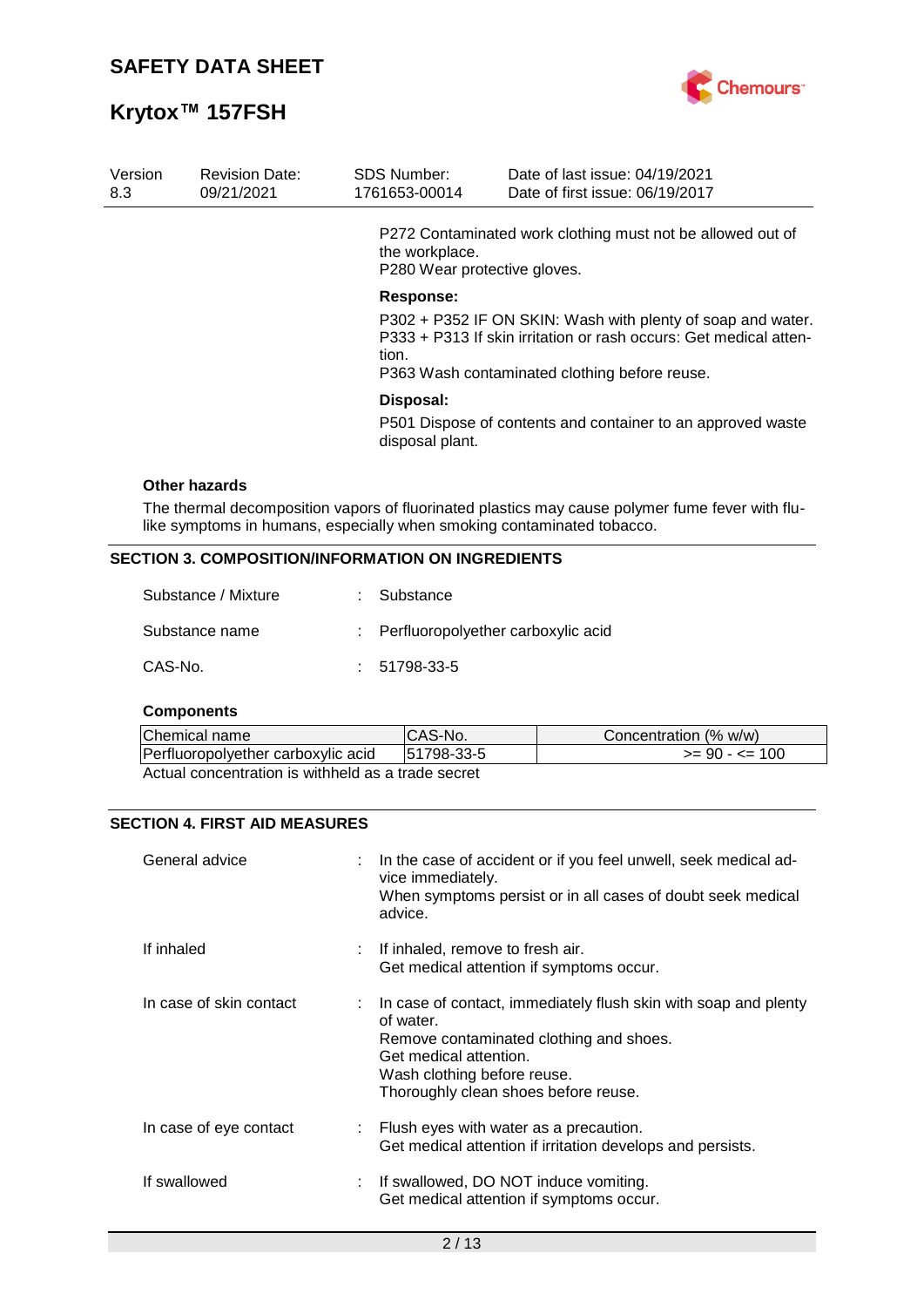P272 Contaminated work clothing must not be allowed out of the workplace.
P280 Wear protective gloves.

**Response:**

P302 + P352 IF ON SKIN: Wash with plenty of soap and water.
P333 + P313 If skin irritation or rash occurs: Get medical attention.
P363 Wash contaminated clothing before reuse.

**Disposal:**

P501 Dispose of contents and container to an approved waste disposal plant.

**Other hazards**

The thermal decomposition vapors of fluorinated plastics may cause polymer fume fever with flu-like symptoms in humans, especially when smoking contaminated tobacco.

## SECTION 3. COMPOSITION/INFORMATION ON INGREDIENTS

Substance / Mixture : Substance

Substance name : Perfluoropolyether carboxylic acid

CAS-No. : 51798-33-5

**Components**

| Chemical name | CAS-No. | Concentration (% w/w) |
|---|---|---|
| Perfluoropolyether carboxylic acid | 51798-33-5 | >= 90 - <= 100 |

Actual concentration is withheld as a trade secret

## SECTION 4. FIRST AID MEASURES

General advice : In the case of accident or if you feel unwell, seek medical advice immediately.
When symptoms persist or in all cases of doubt seek medical advice.

If inhaled : If inhaled, remove to fresh air.
Get medical attention if symptoms occur.

In case of skin contact : In case of contact, immediately flush skin with soap and plenty of water.
Remove contaminated clothing and shoes.
Get medical attention.
Wash clothing before reuse.
Thoroughly clean shoes before reuse.

In case of eye contact : Flush eyes with water as a precaution.
Get medical attention if irritation develops and persists.

If swallowed : If swallowed, DO NOT induce vomiting.
Get medical attention if symptoms occur.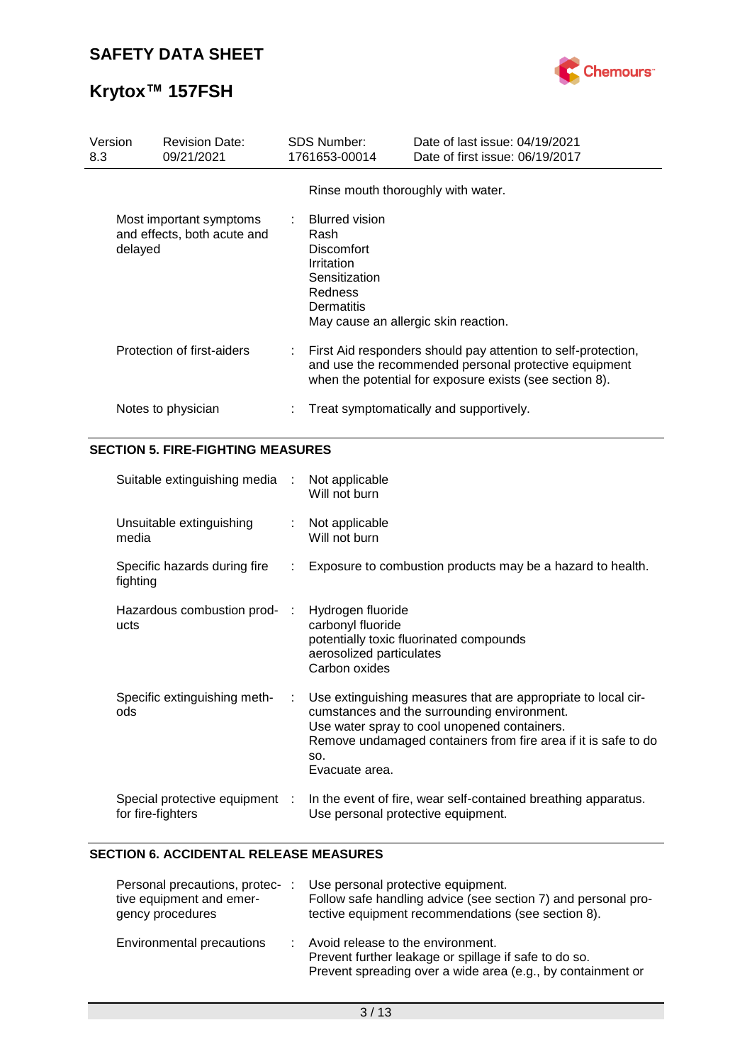Rinse mouth thoroughly with water.

| | | |
|---|---|---|
| Most important symptoms and effects, both acute and delayed | : | Blurred vision<br>Rash<br>Discomfort<br>Irritation<br>Sensitization<br>Redness<br>Dermatitis<br>May cause an allergic skin reaction. |
| Protection of first-aiders | : | First Aid responders should pay attention to self-protection, and use the recommended personal protective equipment when the potential for exposure exists (see section 8). |
| Notes to physician | : | Treat symptomatically and supportively. |

## SECTION 5. FIRE-FIGHTING MEASURES

| | | |
|---|---|---|
| Suitable extinguishing media | : | Not applicable<br>Will not burn |
| Unsuitable extinguishing media | : | Not applicable<br>Will not burn |
| Specific hazards during fire fighting | : | Exposure to combustion products may be a hazard to health. |
| Hazardous combustion products | : | Hydrogen fluoride<br>carbonyl fluoride<br>potentially toxic fluorinated compounds<br>aerosolized particulates<br>Carbon oxides |
| Specific extinguishing methods | : | Use extinguishing measures that are appropriate to local circumstances and the surrounding environment.<br>Use water spray to cool unopened containers.<br>Remove undamaged containers from fire area if it is safe to do so.<br>Evacuate area. |
| Special protective equipment for fire-fighters | : | In the event of fire, wear self-contained breathing apparatus.<br>Use personal protective equipment. |

## SECTION 6. ACCIDENTAL RELEASE MEASURES

| | | |
|---|---|---|
| Personal precautions, protective equipment and emergency procedures | : | Use personal protective equipment.<br>Follow safe handling advice (see section 7) and personal protective equipment recommendations (see section 8). |
| Environmental precautions | : | Avoid release to the environment.<br>Prevent further leakage or spillage if safe to do so.<br>Prevent spreading over a wide area (e.g., by containment or |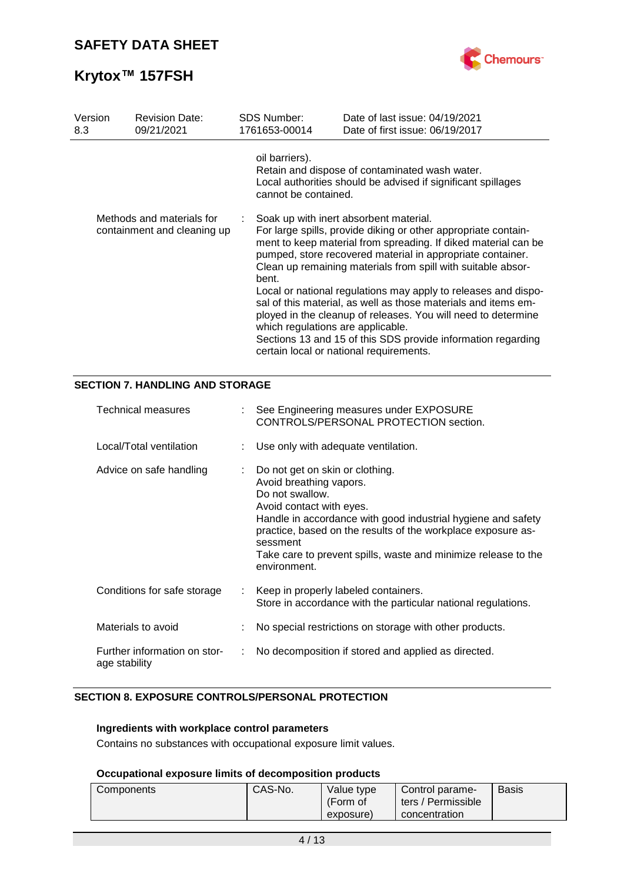| Version | Revision Date: | SDS Number: | Date of last issue: 04/19/2021 |
|---|---|---|---|
| 8.3 | 09/21/2021 | 1761653-00014 | Date of first issue: 06/19/2017 |

oil barriers).
Retain and dispose of contaminated wash water.
Local authorities should be advised if significant spillages cannot be contained.

Methods and materials for containment and cleaning up : Soak up with inert absorbent material.
For large spills, provide diking or other appropriate containment to keep material from spreading. If diked material can be pumped, store recovered material in appropriate container.
Clean up remaining materials from spill with suitable absorbent.
Local or national regulations may apply to releases and disposal of this material, as well as those materials and items employed in the cleanup of releases. You will need to determine which regulations are applicable.
Sections 13 and 15 of this SDS provide information regarding certain local or national requirements.

## SECTION 7. HANDLING AND STORAGE

Technical measures : See Engineering measures under EXPOSURE CONTROLS/PERSONAL PROTECTION section.

Local/Total ventilation : Use only with adequate ventilation.

Advice on safe handling : Do not get on skin or clothing.
Avoid breathing vapors.
Do not swallow.
Avoid contact with eyes.
Handle in accordance with good industrial hygiene and safety practice, based on the results of the workplace exposure assessment
Take care to prevent spills, waste and minimize release to the environment.

Conditions for safe storage : Keep in properly labeled containers.
Store in accordance with the particular national regulations.

Materials to avoid : No special restrictions on storage with other products.

Further information on storage stability : No decomposition if stored and applied as directed.

## SECTION 8. EXPOSURE CONTROLS/PERSONAL PROTECTION

**Ingredients with workplace control parameters**

Contains no substances with occupational exposure limit values.

**Occupational exposure limits of decomposition products**

| Components | CAS-No. | Value type (Form of exposure) | Control parameters / Permissible concentration | Basis |
|---|---|---|---|---|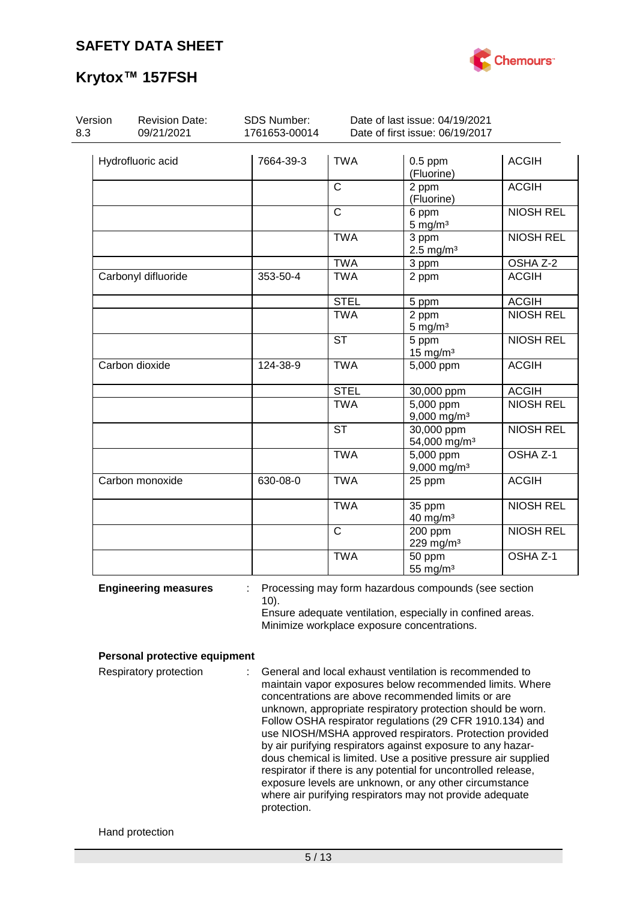| Hydrofluoric acid | 7664-39-3 | TWA | 0.5 ppm (Fluorine) | ACGIH |
|---|---|---|---|---|
| | | C | 2 ppm (Fluorine) | ACGIH |
| | | C | 6 ppm 5 mg/m³ | NIOSH REL |
| | | TWA | 3 ppm 2.5 mg/m³ | NIOSH REL |
| | | TWA | 3 ppm | OSHA Z-2 |
| Carbonyl difluoride | 353-50-4 | TWA | 2 ppm | ACGIH |
| | | STEL | 5 ppm | ACGIH |
| | | TWA | 2 ppm 5 mg/m³ | NIOSH REL |
| | | ST | 5 ppm 15 mg/m³ | NIOSH REL |
| Carbon dioxide | 124-38-9 | TWA | 5,000 ppm | ACGIH |
| | | STEL | 30,000 ppm | ACGIH |
| | | TWA | 5,000 ppm 9,000 mg/m³ | NIOSH REL |
| | | ST | 30,000 ppm 54,000 mg/m³ | NIOSH REL |
| | | TWA | 5,000 ppm 9,000 mg/m³ | OSHA Z-1 |
| Carbon monoxide | 630-08-0 | TWA | 25 ppm | ACGIH |
| | | TWA | 35 ppm 40 mg/m³ | NIOSH REL |
| | | C | 200 ppm 229 mg/m³ | NIOSH REL |
| | | TWA | 50 ppm 55 mg/m³ | OSHA Z-1 |

**Engineering measures** : Processing may form hazardous compounds (see section 10).
Ensure adequate ventilation, especially in confined areas.
Minimize workplace exposure concentrations.

**Personal protective equipment**

Respiratory protection : General and local exhaust ventilation is recommended to maintain vapor exposures below recommended limits. Where concentrations are above recommended limits or are unknown, appropriate respiratory protection should be worn. Follow OSHA respirator regulations (29 CFR 1910.134) and use NIOSH/MSHA approved respirators. Protection provided by air purifying respirators against exposure to any hazardous chemical is limited. Use a positive pressure air supplied respirator if there is any potential for uncontrolled release, exposure levels are unknown, or any other circumstance where air purifying respirators may not provide adequate protection.

Hand protection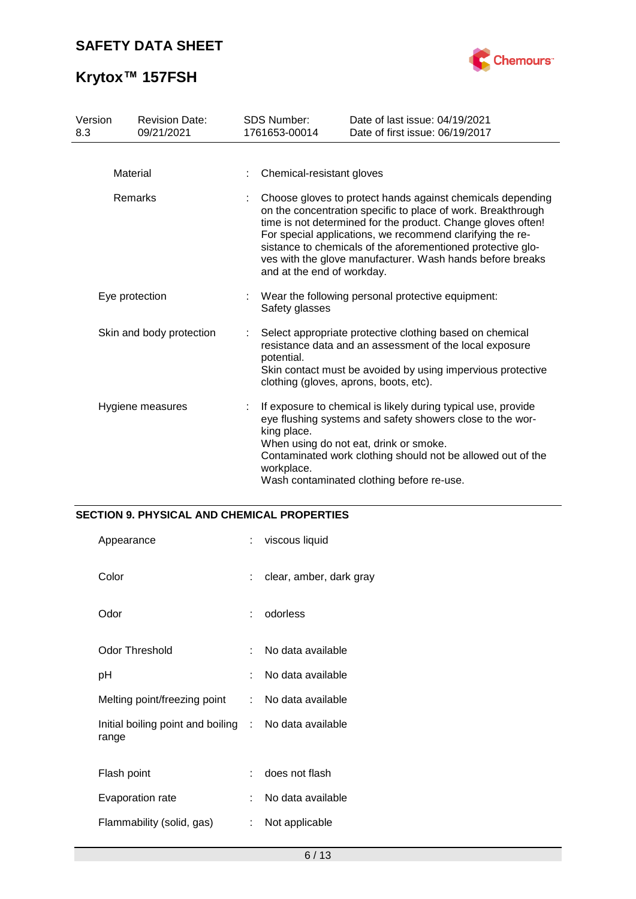| | | |
|---|---|---|
| Material | : | Chemical-resistant gloves |
| Remarks | : | Choose gloves to protect hands against chemicals depending on the concentration specific to place of work. Breakthrough time is not determined for the product. Change gloves often! For special applications, we recommend clarifying the resistance to chemicals of the aforementioned protective gloves with the glove manufacturer. Wash hands before breaks and at the end of workday. |
| Eye protection | : | Wear the following personal protective equipment:<br>Safety glasses |
| Skin and body protection | : | Select appropriate protective clothing based on chemical resistance data and an assessment of the local exposure potential.<br>Skin contact must be avoided by using impervious protective clothing (gloves, aprons, boots, etc). |
| Hygiene measures | : | If exposure to chemical is likely during typical use, provide eye flushing systems and safety showers close to the working place.<br>When using do not eat, drink or smoke.<br>Contaminated work clothing should not be allowed out of the workplace.<br>Wash contaminated clothing before re-use. |

## SECTION 9. PHYSICAL AND CHEMICAL PROPERTIES

| | | |
|---|---|---|
| Appearance | : | viscous liquid |
| Color | : | clear, amber, dark gray |
| Odor | : | odorless |
| Odor Threshold | : | No data available |
| pH | : | No data available |
| Melting point/freezing point | : | No data available |
| Initial boiling point and boiling range | : | No data available |
| Flash point | : | does not flash |
| Evaporation rate | : | No data available |
| Flammability (solid, gas) | : | Not applicable |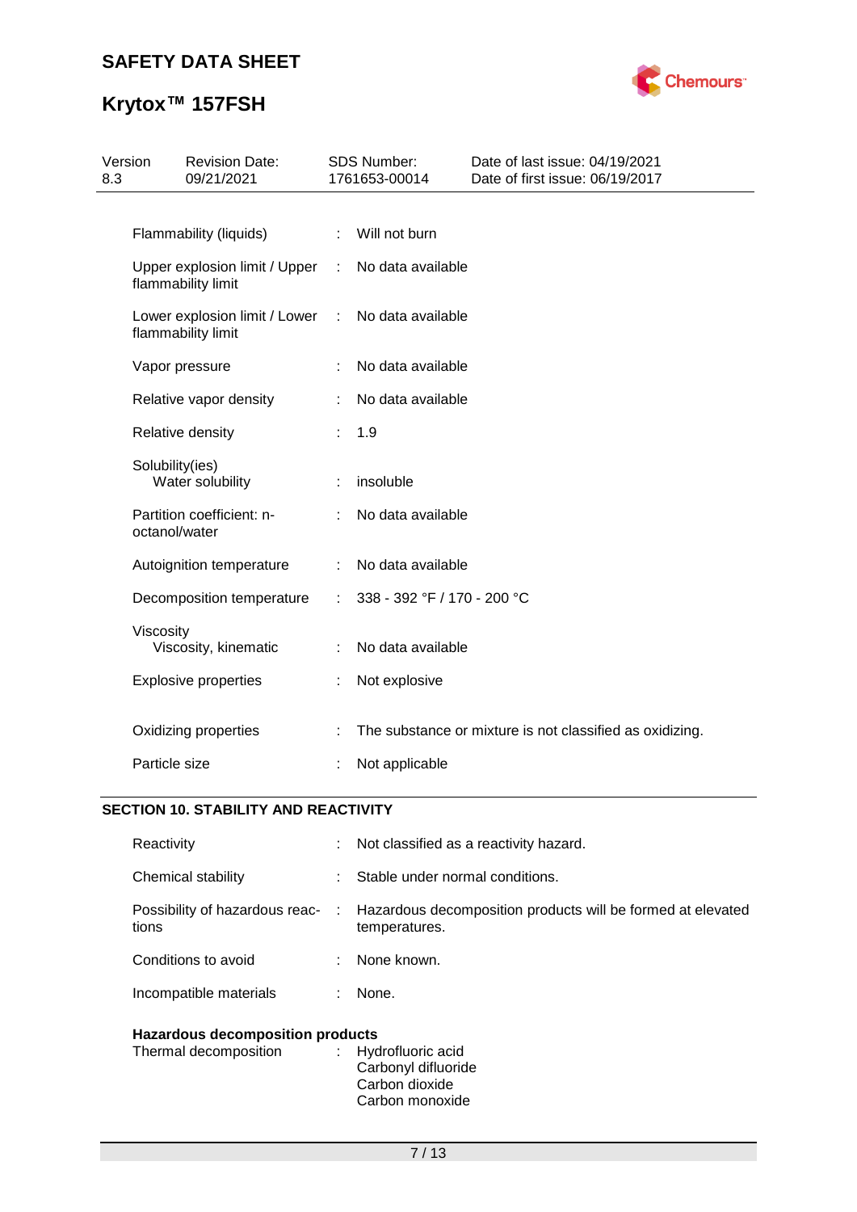| | | |
|---|---|---|
| Flammability (liquids) | : | Will not burn |
| Upper explosion limit / Upper flammability limit | : | No data available |
| Lower explosion limit / Lower flammability limit | : | No data available |
| Vapor pressure | : | No data available |
| Relative vapor density | : | No data available |
| Relative density | : | 1.9 |
| Solubility(ies)<br>Water solubility | : | insoluble |
| Partition coefficient: n-octanol/water | : | No data available |
| Autoignition temperature | : | No data available |
| Decomposition temperature | : | 338 - 392 °F / 170 - 200 °C |
| Viscosity<br>Viscosity, kinematic | : | No data available |
| Explosive properties | : | Not explosive |
| Oxidizing properties | : | The substance or mixture is not classified as oxidizing. |
| Particle size | : | Not applicable |

## SECTION 10. STABILITY AND REACTIVITY

| | | |
|---|---|---|
| Reactivity | : | Not classified as a reactivity hazard. |
| Chemical stability | : | Stable under normal conditions. |
| Possibility of hazardous reactions | : | Hazardous decomposition products will be formed at elevated temperatures. |
| Conditions to avoid | : | None known. |
| Incompatible materials | : | None. |

**Hazardous decomposition products**

| | | |
|---|---|---|
| Thermal decomposition | : | Hydrofluoric acid<br>Carbonyl difluoride<br>Carbon dioxide<br>Carbon monoxide |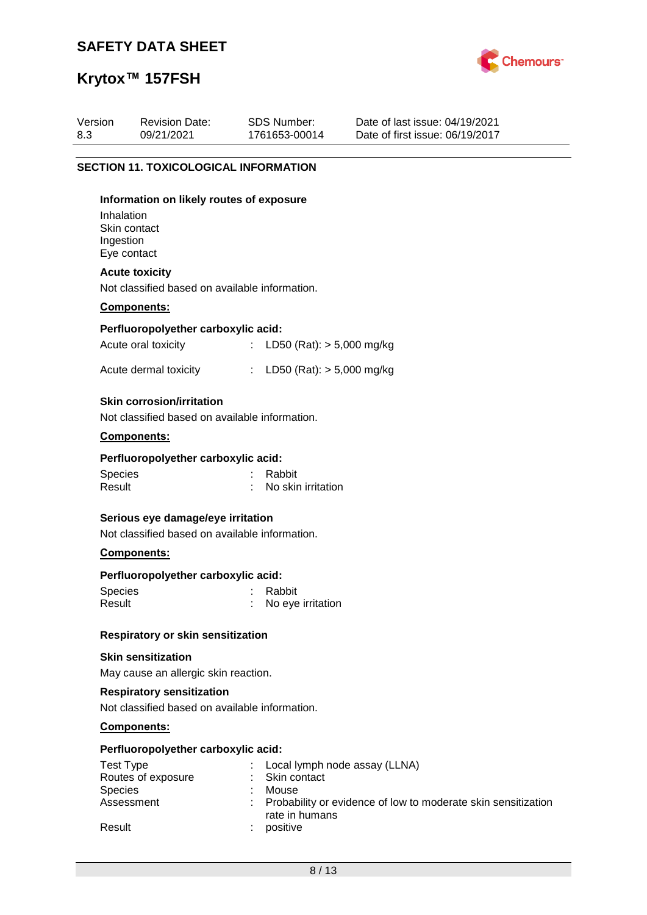## SECTION 11. TOXICOLOGICAL INFORMATION

**Information on likely routes of exposure**

Inhalation
Skin contact
Ingestion
Eye contact

**Acute toxicity**

Not classified based on available information.

**Components:**

**Perfluoropolyether carboxylic acid:**

Acute oral toxicity : LD50 (Rat): > 5,000 mg/kg

Acute dermal toxicity : LD50 (Rat): > 5,000 mg/kg

**Skin corrosion/irritation**

Not classified based on available information.

**Components:**

**Perfluoropolyether carboxylic acid:**

Species : Rabbit
Result : No skin irritation

**Serious eye damage/eye irritation**

Not classified based on available information.

**Components:**

**Perfluoropolyether carboxylic acid:**

Species : Rabbit
Result : No eye irritation

**Respiratory or skin sensitization**

**Skin sensitization**

May cause an allergic skin reaction.

**Respiratory sensitization**

Not classified based on available information.

**Components:**

**Perfluoropolyether carboxylic acid:**

Test Type : Local lymph node assay (LLNA)
Routes of exposure : Skin contact
Species : Mouse
Assessment : Probability or evidence of low to moderate skin sensitization rate in humans
Result : positive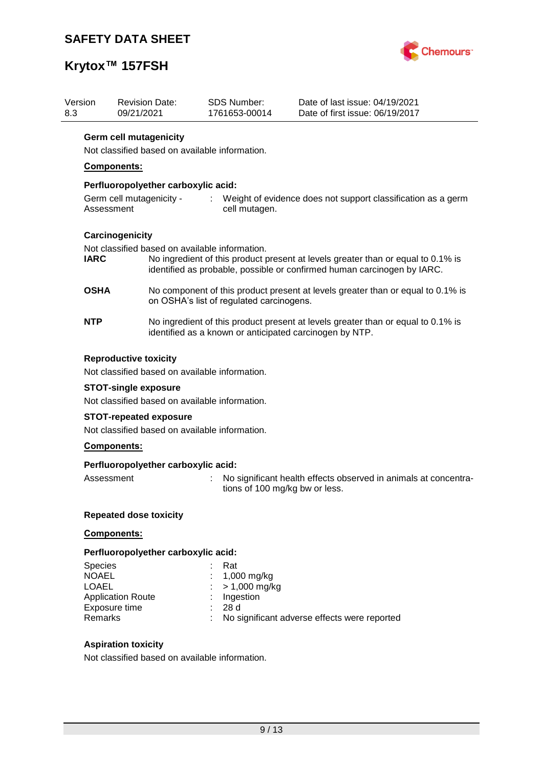### Germ cell mutagenicity

Not classified based on available information.

**Components:**

**Perfluoropolyether carboxylic acid:**

Germ cell mutagenicity - Assessment : Weight of evidence does not support classification as a germ cell mutagen.

### Carcinogenicity

Not classified based on available information.

**IARC** No ingredient of this product present at levels greater than or equal to 0.1% is identified as probable, possible or confirmed human carcinogen by IARC.

**OSHA** No component of this product present at levels greater than or equal to 0.1% is on OSHA's list of regulated carcinogens.

**NTP** No ingredient of this product present at levels greater than or equal to 0.1% is identified as a known or anticipated carcinogen by NTP.

### Reproductive toxicity

Not classified based on available information.

### STOT-single exposure

Not classified based on available information.

### STOT-repeated exposure

Not classified based on available information.

**Components:**

**Perfluoropolyether carboxylic acid:**

Assessment : No significant health effects observed in animals at concentrations of 100 mg/kg bw or less.

### Repeated dose toxicity

**Components:**

**Perfluoropolyether carboxylic acid:**

Species : Rat
NOAEL : 1,000 mg/kg
LOAEL : > 1,000 mg/kg
Application Route : Ingestion
Exposure time : 28 d
Remarks : No significant adverse effects were reported

### Aspiration toxicity

Not classified based on available information.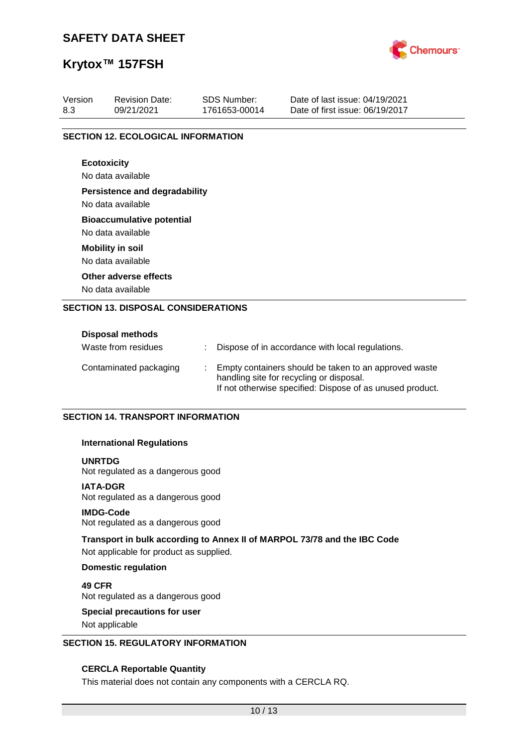## SECTION 12. ECOLOGICAL INFORMATION

**Ecotoxicity**

No data available

**Persistence and degradability**

No data available

**Bioaccumulative potential**

No data available

**Mobility in soil**

No data available

**Other adverse effects**

No data available

## SECTION 13. DISPOSAL CONSIDERATIONS

**Disposal methods**

| | | |
|---|---|---|
| Waste from residues | : | Dispose of in accordance with local regulations. |
| Contaminated packaging | : | Empty containers should be taken to an approved waste handling site for recycling or disposal.<br>If not otherwise specified: Dispose of as unused product. |

## SECTION 14. TRANSPORT INFORMATION

**International Regulations**

**UNRTDG**
Not regulated as a dangerous good

**IATA-DGR**
Not regulated as a dangerous good

**IMDG-Code**
Not regulated as a dangerous good

**Transport in bulk according to Annex II of MARPOL 73/78 and the IBC Code**
Not applicable for product as supplied.

**Domestic regulation**

**49 CFR**
Not regulated as a dangerous good

**Special precautions for user**
Not applicable

## SECTION 15. REGULATORY INFORMATION

**CERCLA Reportable Quantity**

This material does not contain any components with a CERCLA RQ.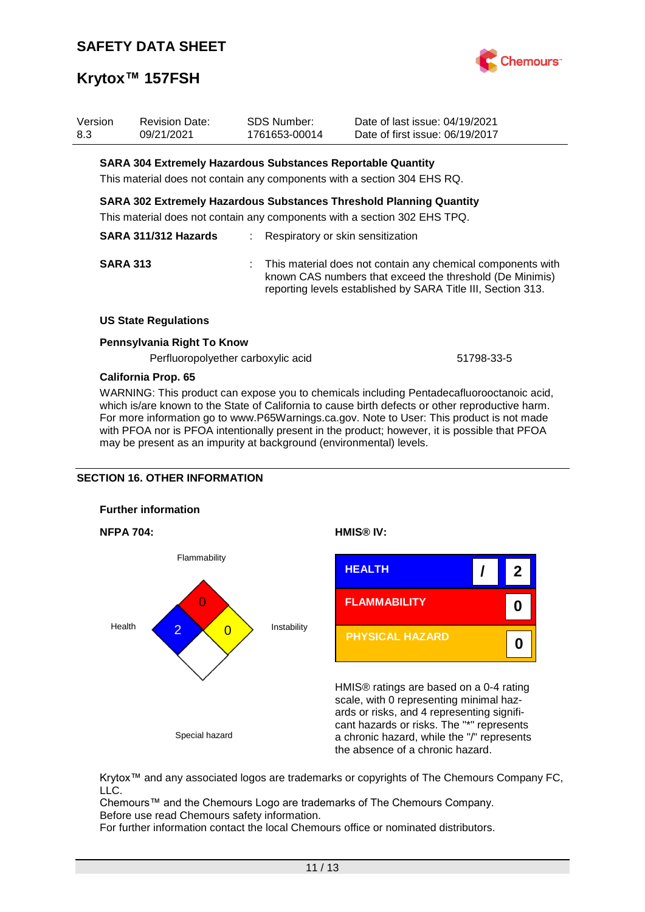#### SARA 304 Extremely Hazardous Substances Reportable Quantity

This material does not contain any components with a section 304 EHS RQ.

#### SARA 302 Extremely Hazardous Substances Threshold Planning Quantity

This material does not contain any components with a section 302 EHS TPQ.

**SARA 311/312 Hazards** : Respiratory or skin sensitization

**SARA 313** : This material does not contain any chemical components with known CAS numbers that exceed the threshold (De Minimis) reporting levels established by SARA Title III, Section 313.

#### US State Regulations

**Pennsylvania Right To Know**

| | |
|---|---|
| Perfluoropolyether carboxylic acid | 51798-33-5 |

**California Prop. 65**

WARNING: This product can expose you to chemicals including Pentadecafluorooctanoic acid, which is/are known to the State of California to cause birth defects or other reproductive harm. For more information go to www.P65Warnings.ca.gov. Note to User: This product is not made with PFOA nor is PFOA intentionally present in the product; however, it is possible that PFOA may be present as an impurity at background (environmental) levels.

## SECTION 16. OTHER INFORMATION

#### Further information

**NFPA 704:**

| Category | Rating |
|---|---|
| Flammability | 0 |
| Health | 2 |
| Instability | 0 |
| Special hazard | |

**HMIS® IV:**

| | | |
|---|---|---|
| HEALTH | / | 2 |
| FLAMMABILITY | | 0 |
| PHYSICAL HAZARD | | 0 |

HMIS® ratings are based on a 0-4 rating scale, with 0 representing minimal hazards or risks, and 4 representing significant hazards or risks. The "*" represents a chronic hazard, while the "/" represents the absence of a chronic hazard.

Krytox™ and any associated logos are trademarks or copyrights of The Chemours Company FC, LLC.
Chemours™ and the Chemours Logo are trademarks of The Chemours Company.
Before use read Chemours safety information.
For further information contact the local Chemours office or nominated distributors.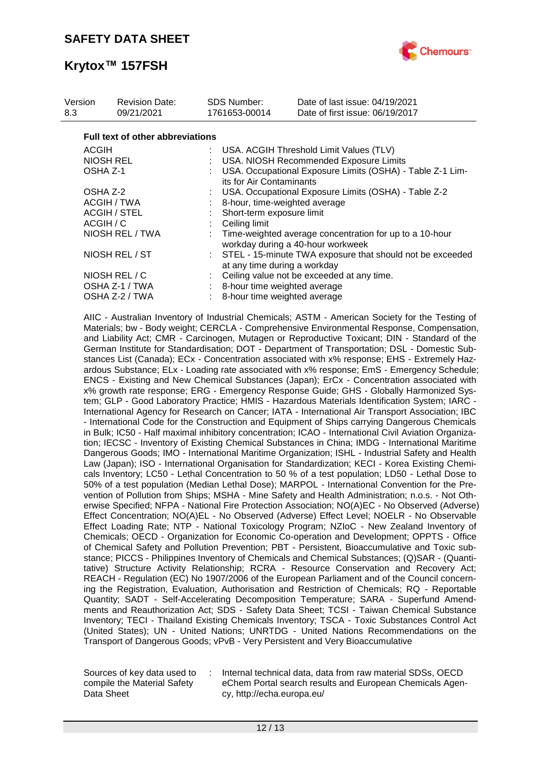**Full text of other abbreviations**

| | | |
|---|---|---|
| ACGIH | : | USA. ACGIH Threshold Limit Values (TLV) |
| NIOSH REL | : | USA. NIOSH Recommended Exposure Limits |
| OSHA Z-1 | : | USA. Occupational Exposure Limits (OSHA) - Table Z-1 Limits for Air Contaminants |
| OSHA Z-2 | : | USA. Occupational Exposure Limits (OSHA) - Table Z-2 |
| ACGIH / TWA | : | 8-hour, time-weighted average |
| ACGIH / STEL | : | Short-term exposure limit |
| ACGIH / C | : | Ceiling limit |
| NIOSH REL / TWA | : | Time-weighted average concentration for up to a 10-hour workday during a 40-hour workweek |
| NIOSH REL / ST | : | STEL - 15-minute TWA exposure that should not be exceeded at any time during a workday |
| NIOSH REL / C | : | Ceiling value not be exceeded at any time. |
| OSHA Z-1 / TWA | : | 8-hour time weighted average |
| OSHA Z-2 / TWA | : | 8-hour time weighted average |

AIIC - Australian Inventory of Industrial Chemicals; ASTM - American Society for the Testing of Materials; bw - Body weight; CERCLA - Comprehensive Environmental Response, Compensation, and Liability Act; CMR - Carcinogen, Mutagen or Reproductive Toxicant; DIN - Standard of the German Institute for Standardisation; DOT - Department of Transportation; DSL - Domestic Substances List (Canada); ECx - Concentration associated with x% response; EHS - Extremely Hazardous Substance; ELx - Loading rate associated with x% response; EmS - Emergency Schedule; ENCS - Existing and New Chemical Substances (Japan); ErCx - Concentration associated with x% growth rate response; ERG - Emergency Response Guide; GHS - Globally Harmonized System; GLP - Good Laboratory Practice; HMIS - Hazardous Materials Identification System; IARC - International Agency for Research on Cancer; IATA - International Air Transport Association; IBC - International Code for the Construction and Equipment of Ships carrying Dangerous Chemicals in Bulk; IC50 - Half maximal inhibitory concentration; ICAO - International Civil Aviation Organization; IECSC - Inventory of Existing Chemical Substances in China; IMDG - International Maritime Dangerous Goods; IMO - International Maritime Organization; ISHL - Industrial Safety and Health Law (Japan); ISO - International Organisation for Standardization; KECI - Korea Existing Chemicals Inventory; LC50 - Lethal Concentration to 50 % of a test population; LD50 - Lethal Dose to 50% of a test population (Median Lethal Dose); MARPOL - International Convention for the Prevention of Pollution from Ships; MSHA - Mine Safety and Health Administration; n.o.s. - Not Otherwise Specified; NFPA - National Fire Protection Association; NO(A)EC - No Observed (Adverse) Effect Concentration; NO(A)EL - No Observed (Adverse) Effect Level; NOELR - No Observable Effect Loading Rate; NTP - National Toxicology Program; NZIoC - New Zealand Inventory of Chemicals; OECD - Organization for Economic Co-operation and Development; OPPTS - Office of Chemical Safety and Pollution Prevention; PBT - Persistent, Bioaccumulative and Toxic substance; PICCS - Philippines Inventory of Chemicals and Chemical Substances; (Q)SAR - (Quantitative) Structure Activity Relationship; RCRA - Resource Conservation and Recovery Act; REACH - Regulation (EC) No 1907/2006 of the European Parliament and of the Council concerning the Registration, Evaluation, Authorisation and Restriction of Chemicals; RQ - Reportable Quantity; SADT - Self-Accelerating Decomposition Temperature; SARA - Superfund Amendments and Reauthorization Act; SDS - Safety Data Sheet; TCSI - Taiwan Chemical Substance Inventory; TECI - Thailand Existing Chemicals Inventory; TSCA - Toxic Substances Control Act (United States); UN - United Nations; UNRTDG - United Nations Recommendations on the Transport of Dangerous Goods; vPvB - Very Persistent and Very Bioaccumulative

| | | |
|---|---|---|
| Sources of key data used to compile the Material Safety Data Sheet | : | Internal technical data, data from raw material SDSs, OECD eChem Portal search results and European Chemicals Agency, http://echa.europa.eu/ |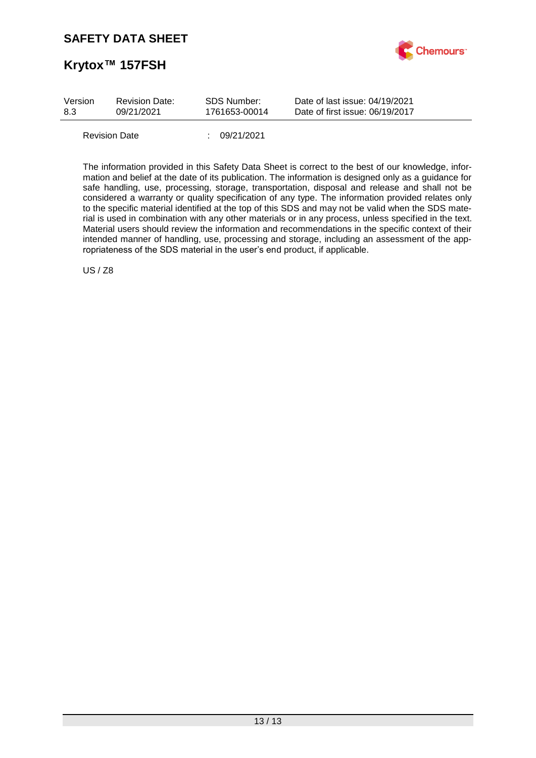| Version | Revision Date: | SDS Number: | Date of last issue: 04/19/2021 |
| --- | --- | --- | --- |
| 8.3 | 09/21/2021 | 1761653-00014 | Date of first issue: 06/19/2017 |

Revision Date : 09/21/2021

The information provided in this Safety Data Sheet is correct to the best of our knowledge, information and belief at the date of its publication. The information is designed only as a guidance for safe handling, use, processing, storage, transportation, disposal and release and shall not be considered a warranty or quality specification of any type. The information provided relates only to the specific material identified at the top of this SDS and may not be valid when the SDS material is used in combination with any other materials or in any process, unless specified in the text. Material users should review the information and recommendations in the specific context of their intended manner of handling, use, processing and storage, including an assessment of the appropriateness of the SDS material in the user's end product, if applicable.

US / Z8